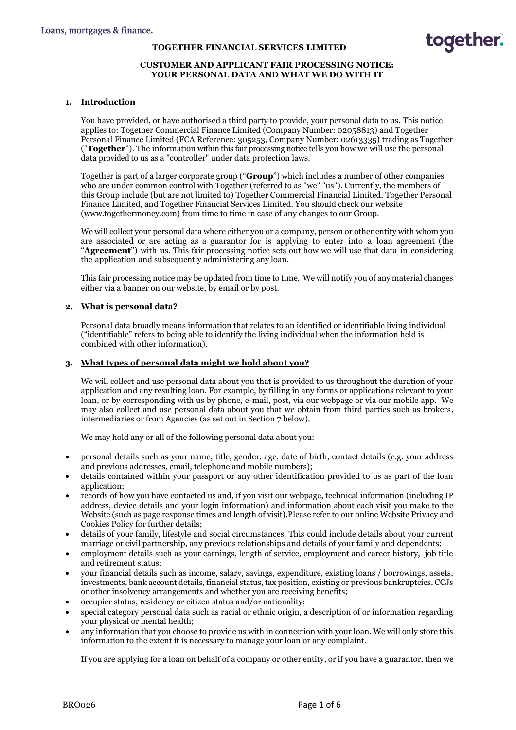# TOGETHER FINANCIAL SERVICES LIMITED

## CUSTOMER AND APPLICANT FAIR PROCESSING NOTICE: YOUR PERSONAL DATA AND WHAT WE DO WITH IT

### 1. Introduction

You have provided, or have authorised a third party to provide, your personal data to us. This notice applies to: Together Commercial Finance Limited (Company Number: 02058813) and Together Personal Finance Limited (FCA Reference: 305253, Company Number: 02613335) trading as Together ("**Together**"). The information within this fair processing notice tells you how we will use the personal data provided to us as a "controller" under data protection laws.

Together is part of a larger corporate group ("**Group**") which includes a number of other companies who are under common control with Together (referred to as "we" "us"). Currently, the members of this Group include (but are not limited to) Together Commercial Financial Limited, Together Personal Finance Limited, and Together Financial Services Limited. You should check our website (www.togethermoney.com) from time to time in case of any changes to our Group.

We will collect your personal data where either you or a company, person or other entity with whom you are associated or are acting as a guarantor for is applying to enter into a loan agreement (the "**Agreement**") with us. This fair processing notice sets out how we will use that data in considering the application and subsequently administering any loan.

This fair processing notice may be updated from time to time. We will notify you of any material changes either via a banner on our website, by email or by post.

### 2. What is personal data?

Personal data broadly means information that relates to an identified or identifiable living individual ("identifiable" refers to being able to identify the living individual when the information held is combined with other information).

### 3. What types of personal data might we hold about you?

We will collect and use personal data about you that is provided to us throughout the duration of your application and any resulting loan. For example, by filling in any forms or applications relevant to your loan, or by corresponding with us by phone, e-mail, post, via our webpage or via our mobile app. We may also collect and use personal data about you that we obtain from third parties such as brokers, intermediaries or from Agencies (as set out in Section 7 below).

We may hold any or all of the following personal data about you:

- personal details such as your name, title, gender, age, date of birth, contact details (e.g. your address and previous addresses, email, telephone and mobile numbers);
- details contained within your passport or any other identification provided to us as part of the loan application;
- records of how you have contacted us and, if you visit our webpage, technical information (including IP address, device details and your login information) and information about each visit you make to the Website (such as page response times and length of visit).Please refer to our online Website Privacy and Cookies Policy for further details;
- details of your family, lifestyle and social circumstances. This could include details about your current marriage or civil partnership, any previous relationships and details of your family and dependents;
- employment details such as your earnings, length of service, employment and career history, job title and retirement status;
- your financial details such as income, salary, savings, expenditure, existing loans / borrowings, assets, investments, bank account details, financial status, tax position, existing or previous bankruptcies, CCJs or other insolvency arrangements and whether you are receiving benefits;
- occupier status, residency or citizen status and/or nationality;
- special category personal data such as racial or ethnic origin, a description of or information regarding your physical or mental health;
- any information that you choose to provide us with in connection with your loan. We will only store this information to the extent it is necessary to manage your loan or any complaint.

If you are applying for a loan on behalf of a company or other entity, or if you have a guarantor, then we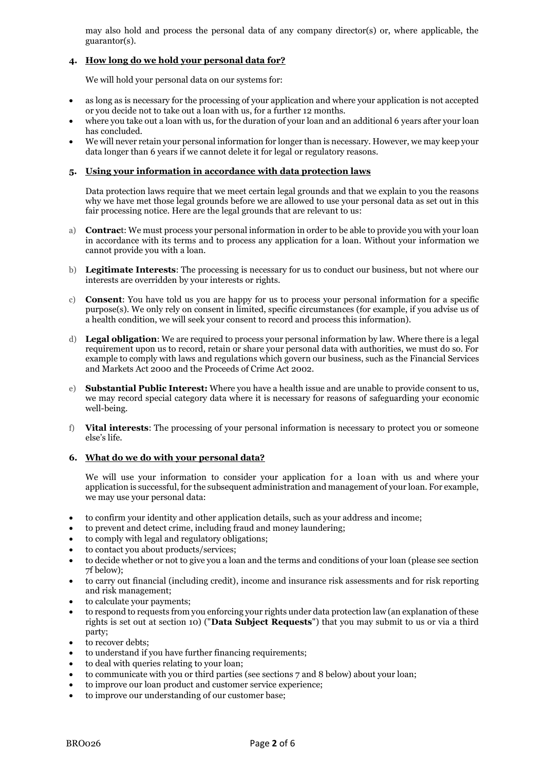may also hold and process the personal data of any company director(s) or, where applicable, the guarantor(s).

## 4. How long do we hold your personal data for?

We will hold your personal data on our systems for:

- as long as is necessary for the processing of your application and where your application is not accepted or you decide not to take out a loan with us, for a further 12 months.
- where you take out a loan with us, for the duration of your loan and an additional 6 years after your loan has concluded.
- We will never retain your personal information for longer than is necessary. However, we may keep your data longer than 6 years if we cannot delete it for legal or regulatory reasons.

## 5. Using your information in accordance with data protection laws

Data protection laws require that we meet certain legal grounds and that we explain to you the reasons why we have met those legal grounds before we are allowed to use your personal data as set out in this fair processing notice. Here are the legal grounds that are relevant to us:

a) **Contract**: We must process your personal information in order to be able to provide you with your loan in accordance with its terms and to process any application for a loan. Without your information we cannot provide you with a loan.

b) **Legitimate Interests**: The processing is necessary for us to conduct our business, but not where our interests are overridden by your interests or rights.

c) **Consent**: You have told us you are happy for us to process your personal information for a specific purpose(s). We only rely on consent in limited, specific circumstances (for example, if you advise us of a health condition, we will seek your consent to record and process this information).

d) **Legal obligation**: We are required to process your personal information by law. Where there is a legal requirement upon us to record, retain or share your personal data with authorities, we must do so. For example to comply with laws and regulations which govern our business, such as the Financial Services and Markets Act 2000 and the Proceeds of Crime Act 2002.

e) **Substantial Public Interest:** Where you have a health issue and are unable to provide consent to us, we may record special category data where it is necessary for reasons of safeguarding your economic well-being.

f) **Vital interests**: The processing of your personal information is necessary to protect you or someone else's life.

## 6. What do we do with your personal data?

We will use your information to consider your application for a loan with us and where your application is successful, for the subsequent administration and management of your loan. For example, we may use your personal data:

- to confirm your identity and other application details, such as your address and income;
- to prevent and detect crime, including fraud and money laundering;
- to comply with legal and regulatory obligations;
- to contact you about products/services;
- to decide whether or not to give you a loan and the terms and conditions of your loan (please see section 7f below);
- to carry out financial (including credit), income and insurance risk assessments and for risk reporting and risk management;
- to calculate your payments;
- to respond to requests from you enforcing your rights under data protection law (an explanation of these rights is set out at section 10) ("**Data Subject Requests**") that you may submit to us or via a third party;
- to recover debts;
- to understand if you have further financing requirements;
- to deal with queries relating to your loan;
- to communicate with you or third parties (see sections 7 and 8 below) about your loan;
- to improve our loan product and customer service experience;
- to improve our understanding of our customer base;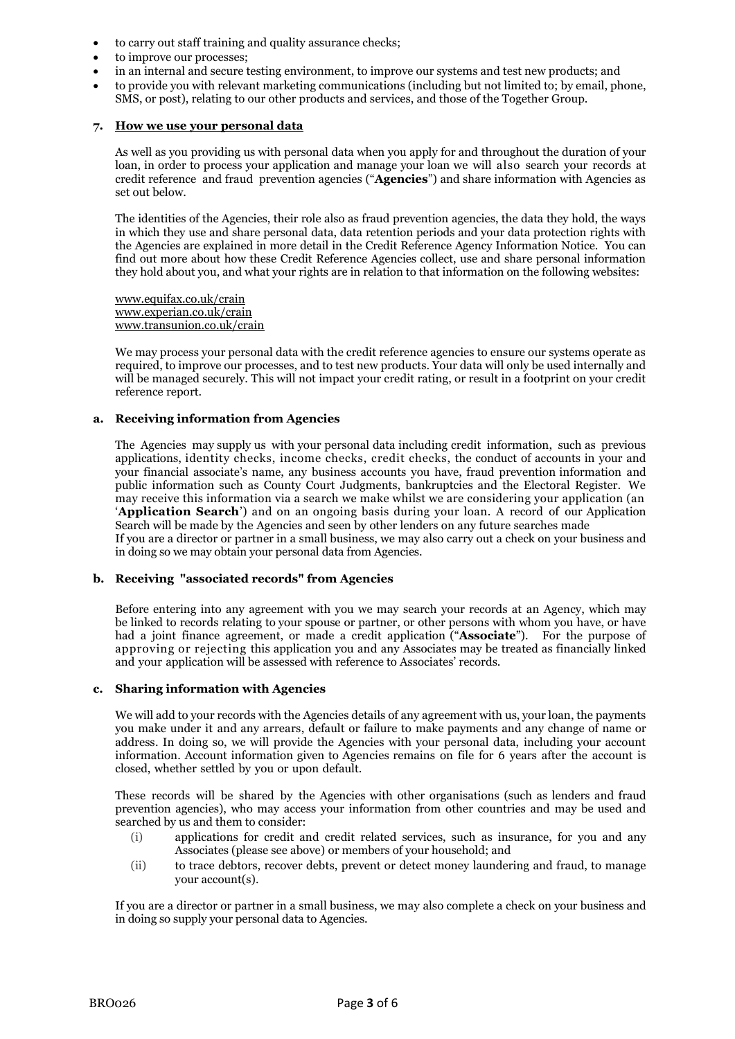- to carry out staff training and quality assurance checks;
- to improve our processes;
- in an internal and secure testing environment, to improve our systems and test new products; and
- to provide you with relevant marketing communications (including but not limited to; by email, phone, SMS, or post), relating to our other products and services, and those of the Together Group.

## 7. How we use your personal data

As well as you providing us with personal data when you apply for and throughout the duration of your loan, in order to process your application and manage your loan we will also search your records at credit reference and fraud prevention agencies ("**Agencies**") and share information with Agencies as set out below.

The identities of the Agencies, their role also as fraud prevention agencies, the data they hold, the ways in which they use and share personal data, data retention periods and your data protection rights with the Agencies are explained in more detail in the Credit Reference Agency Information Notice. You can find out more about how these Credit Reference Agencies collect, use and share personal information they hold about you, and what your rights are in relation to that information on the following websites:

www.equifax.co.uk/crain
www.experian.co.uk/crain
www.transunion.co.uk/crain

We may process your personal data with the credit reference agencies to ensure our systems operate as required, to improve our processes, and to test new products. Your data will only be used internally and will be managed securely. This will not impact your credit rating, or result in a footprint on your credit reference report.

### a. Receiving information from Agencies

The Agencies may supply us with your personal data including credit information, such as previous applications, identity checks, income checks, credit checks, the conduct of accounts in your and your financial associate's name, any business accounts you have, fraud prevention information and public information such as County Court Judgments, bankruptcies and the Electoral Register. We may receive this information via a search we make whilst we are considering your application (an '**Application Search**') and on an ongoing basis during your loan. A record of our Application Search will be made by the Agencies and seen by other lenders on any future searches made
If you are a director or partner in a small business, we may also carry out a check on your business and in doing so we may obtain your personal data from Agencies.

### b. Receiving "associated records" from Agencies

Before entering into any agreement with you we may search your records at an Agency, which may be linked to records relating to your spouse or partner, or other persons with whom you have, or have had a joint finance agreement, or made a credit application ("**Associate**"). For the purpose of approving or rejecting this application you and any Associates may be treated as financially linked and your application will be assessed with reference to Associates' records.

### c. Sharing information with Agencies

We will add to your records with the Agencies details of any agreement with us, your loan, the payments you make under it and any arrears, default or failure to make payments and any change of name or address. In doing so, we will provide the Agencies with your personal data, including your account information. Account information given to Agencies remains on file for 6 years after the account is closed, whether settled by you or upon default.

These records will be shared by the Agencies with other organisations (such as lenders and fraud prevention agencies), who may access your information from other countries and may be used and searched by us and them to consider:

(i) applications for credit and credit related services, such as insurance, for you and any Associates (please see above) or members of your household; and

(ii) to trace debtors, recover debts, prevent or detect money laundering and fraud, to manage your account(s).

If you are a director or partner in a small business, we may also complete a check on your business and in doing so supply your personal data to Agencies.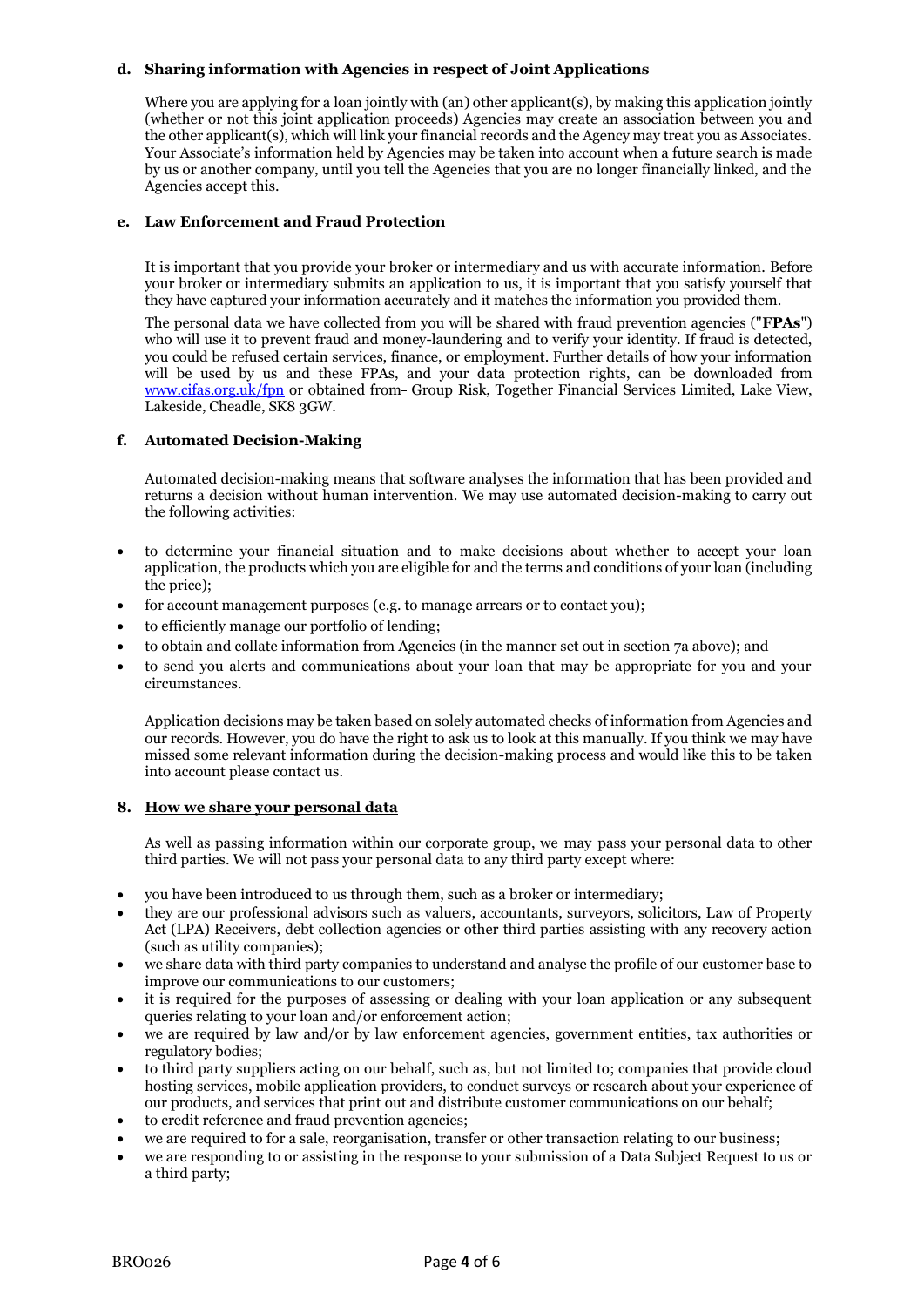### d. Sharing information with Agencies in respect of Joint Applications

Where you are applying for a loan jointly with (an) other applicant(s), by making this application jointly (whether or not this joint application proceeds) Agencies may create an association between you and the other applicant(s), which will link your financial records and the Agency may treat you as Associates. Your Associate's information held by Agencies may be taken into account when a future search is made by us or another company, until you tell the Agencies that you are no longer financially linked, and the Agencies accept this.

### e. Law Enforcement and Fraud Protection

It is important that you provide your broker or intermediary and us with accurate information. Before your broker or intermediary submits an application to us, it is important that you satisfy yourself that they have captured your information accurately and it matches the information you provided them.

The personal data we have collected from you will be shared with fraud prevention agencies ("**FPAs**") who will use it to prevent fraud and money-laundering and to verify your identity. If fraud is detected, you could be refused certain services, finance, or employment. Further details of how your information will be used by us and these FPAs, and your data protection rights, can be downloaded from [www.cifas.org.uk/fpn](http://www.cifas.org.uk/fpn) or obtained from- Group Risk, Together Financial Services Limited, Lake View, Lakeside, Cheadle, SK8 3GW.

### f. Automated Decision-Making

Automated decision-making means that software analyses the information that has been provided and returns a decision without human intervention. We may use automated decision-making to carry out the following activities:

- to determine your financial situation and to make decisions about whether to accept your loan application, the products which you are eligible for and the terms and conditions of your loan (including the price);
- for account management purposes (e.g. to manage arrears or to contact you);
- to efficiently manage our portfolio of lending;
- to obtain and collate information from Agencies (in the manner set out in section 7a above); and
- to send you alerts and communications about your loan that may be appropriate for you and your circumstances.

Application decisions may be taken based on solely automated checks of information from Agencies and our records. However, you do have the right to ask us to look at this manually. If you think we may have missed some relevant information during the decision-making process and would like this to be taken into account please contact us.

## 8. <u>How we share your personal data</u>

As well as passing information within our corporate group, we may pass your personal data to other third parties. We will not pass your personal data to any third party except where:

- you have been introduced to us through them, such as a broker or intermediary;
- they are our professional advisors such as valuers, accountants, surveyors, solicitors, Law of Property Act (LPA) Receivers, debt collection agencies or other third parties assisting with any recovery action (such as utility companies);
- we share data with third party companies to understand and analyse the profile of our customer base to improve our communications to our customers;
- it is required for the purposes of assessing or dealing with your loan application or any subsequent queries relating to your loan and/or enforcement action;
- we are required by law and/or by law enforcement agencies, government entities, tax authorities or regulatory bodies;
- to third party suppliers acting on our behalf, such as, but not limited to; companies that provide cloud hosting services, mobile application providers, to conduct surveys or research about your experience of our products, and services that print out and distribute customer communications on our behalf;
- to credit reference and fraud prevention agencies;
- we are required to for a sale, reorganisation, transfer or other transaction relating to our business;
- we are responding to or assisting in the response to your submission of a Data Subject Request to us or a third party;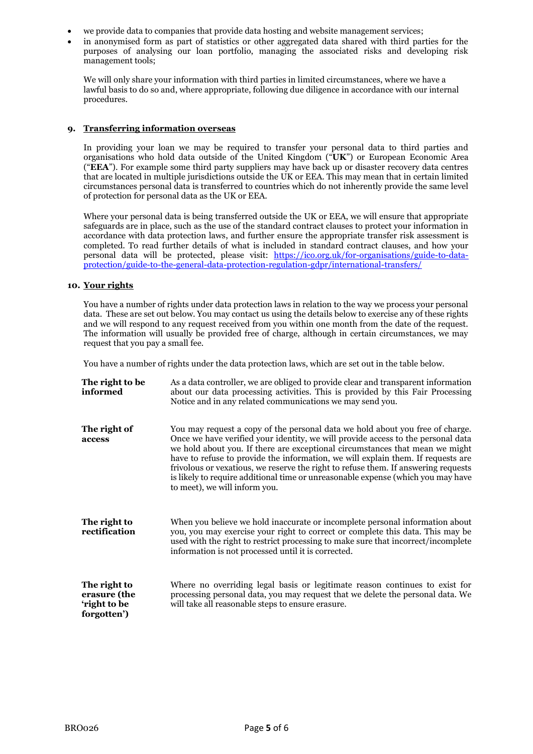- we provide data to companies that provide data hosting and website management services;
- in anonymised form as part of statistics or other aggregated data shared with third parties for the purposes of analysing our loan portfolio, managing the associated risks and developing risk management tools;

We will only share your information with third parties in limited circumstances, where we have a lawful basis to do so and, where appropriate, following due diligence in accordance with our internal procedures.

## 9. Transferring information overseas

In providing your loan we may be required to transfer your personal data to third parties and organisations who hold data outside of the United Kingdom ("**UK**") or European Economic Area ("**EEA**"). For example some third party suppliers may have back up or disaster recovery data centres that are located in multiple jurisdictions outside the UK or EEA. This may mean that in certain limited circumstances personal data is transferred to countries which do not inherently provide the same level of protection for personal data as the UK or EEA.

Where your personal data is being transferred outside the UK or EEA, we will ensure that appropriate safeguards are in place, such as the use of the standard contract clauses to protect your information in accordance with data protection laws, and further ensure the appropriate transfer risk assessment is completed. To read further details of what is included in standard contract clauses, and how your personal data will be protected, please visit: [https://ico.org.uk/for-organisations/guide-to-data-protection/guide-to-the-general-data-protection-regulation-gdpr/international-transfers/](https://ico.org.uk/for-organisations/guide-to-data-protection/guide-to-the-general-data-protection-regulation-gdpr/international-transfers/)

## 10. Your rights

You have a number of rights under data protection laws in relation to the way we process your personal data. These are set out below. You may contact us using the details below to exercise any of these rights and we will respond to any request received from you within one month from the date of the request. The information will usually be provided free of charge, although in certain circumstances, we may request that you pay a small fee.

You have a number of rights under the data protection laws, which are set out in the table below.

| | |
|---|---|
| **The right to be informed** | As a data controller, we are obliged to provide clear and transparent information about our data processing activities. This is provided by this Fair Processing Notice and in any related communications we may send you. |
| **The right of access** | You may request a copy of the personal data we hold about you free of charge. Once we have verified your identity, we will provide access to the personal data we hold about you. If there are exceptional circumstances that mean we might have to refuse to provide the information, we will explain them. If requests are frivolous or vexatious, we reserve the right to refuse them. If answering requests is likely to require additional time or unreasonable expense (which you may have to meet), we will inform you. |
| **The right to rectification** | When you believe we hold inaccurate or incomplete personal information about you, you may exercise your right to correct or complete this data. This may be used with the right to restrict processing to make sure that incorrect/incomplete information is not processed until it is corrected. |
| **The right to erasure (the 'right to be forgotten')** | Where no overriding legal basis or legitimate reason continues to exist for processing personal data, you may request that we delete the personal data. We will take all reasonable steps to ensure erasure. |

BRO026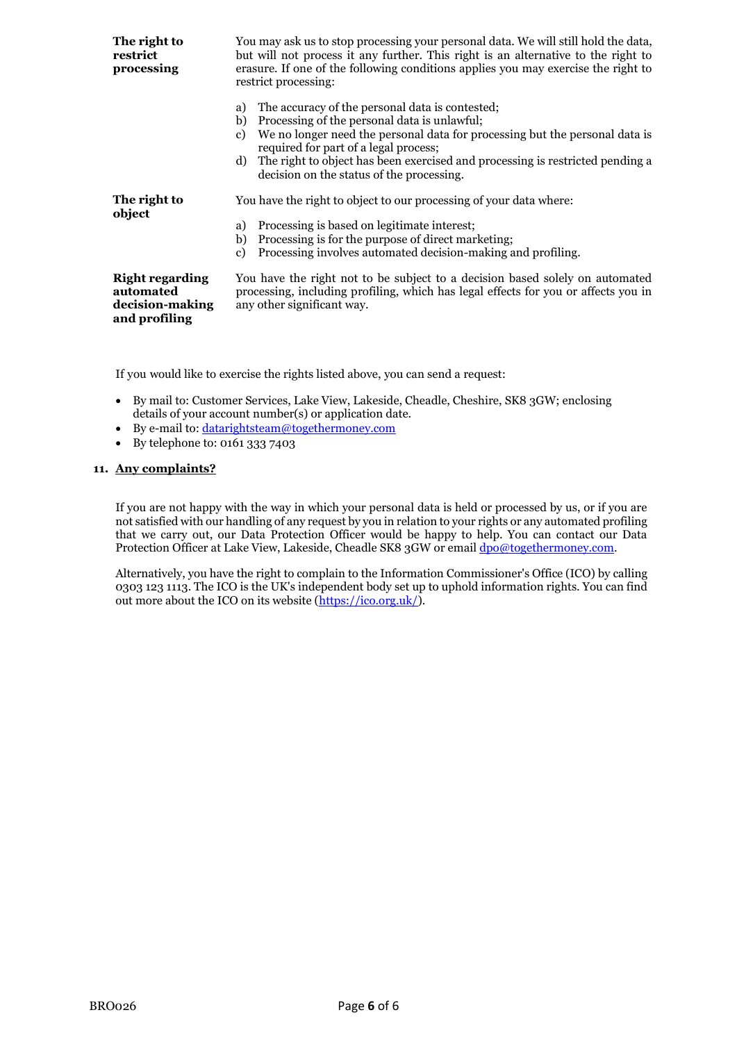| | |
|---|---|
| **The right to restrict processing** | You may ask us to stop processing your personal data. We will still hold the data, but will not process it any further. This right is an alternative to the right to erasure. If one of the following conditions applies you may exercise the right to restrict processing:<br><br>a) The accuracy of the personal data is contested;<br>b) Processing of the personal data is unlawful;<br>c) We no longer need the personal data for processing but the personal data is required for part of a legal process;<br>d) The right to object has been exercised and processing is restricted pending a decision on the status of the processing. |
| **The right to object** | You have the right to object to our processing of your data where:<br><br>a) Processing is based on legitimate interest;<br>b) Processing is for the purpose of direct marketing;<br>c) Processing involves automated decision-making and profiling. |
| **Right regarding automated decision-making and profiling** | You have the right not to be subject to a decision based solely on automated processing, including profiling, which has legal effects for you or affects you in any other significant way. |

If you would like to exercise the rights listed above, you can send a request:

- By mail to: Customer Services, Lake View, Lakeside, Cheadle, Cheshire, SK8 3GW; enclosing details of your account number(s) or application date.
- By e-mail to: datarightsteam@togethermoney.com
- By telephone to: 0161 333 7403

## 11. Any complaints?

If you are not happy with the way in which your personal data is held or processed by us, or if you are not satisfied with our handling of any request by you in relation to your rights or any automated profiling that we carry out, our Data Protection Officer would be happy to help. You can contact our Data Protection Officer at Lake View, Lakeside, Cheadle SK8 3GW or email dpo@togethermoney.com.

Alternatively, you have the right to complain to the Information Commissioner's Office (ICO) by calling 0303 123 1113. The ICO is the UK's independent body set up to uphold information rights. You can find out more about the ICO on its website (https://ico.org.uk/).

BRO026